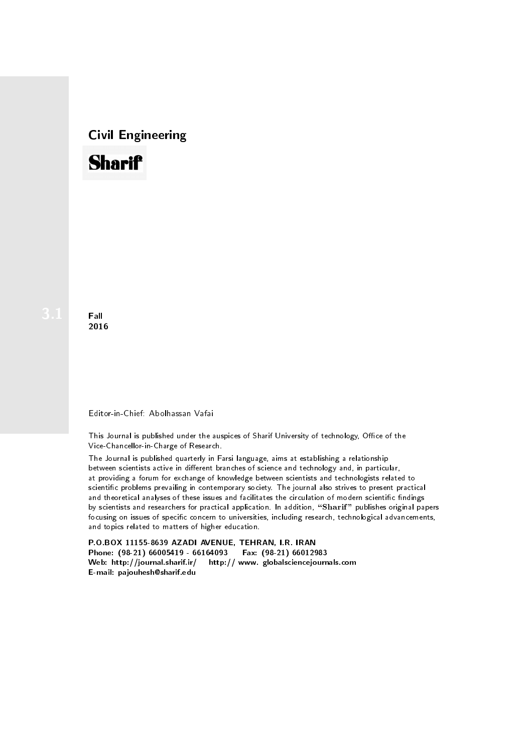## Civil Engineering

# Sharif

3.1

**Fall**
**2016**

Editor-in-Chief: Abolhassan Vafai

This Journal is published under the auspices of Sharif University of technology, Office of the Vice-Chancellor-in-Charge of Research.

The Journal is published quarterly in Farsi language, aims at establishing a relationship between scientists active in different branches of science and technology and, in particular, at providing a forum for exchange of knowledge between scientists and technologists related to scientific problems prevailing in contemporary society. The journal also strives to present practical and theoretical analyses of these issues and facilitates the circulation of modern scientific findings by scientists and researchers for practical application. In addition, "**Sharif**" publishes original papers focusing on issues of specific concern to universities, including research, technological advancements, and topics related to matters of higher education.

**P.O.BOX 11155-8639 AZADI AVENUE, TEHRAN, I.R. IRAN**
**Phone: (98-21) 66005419 - 66164093 Fax: (98-21) 66012983**
**Web: http://journal.sharif.ir/ http:// www. globalsciencejournals.com**
**E-mail: pajouhesh@sharif.edu**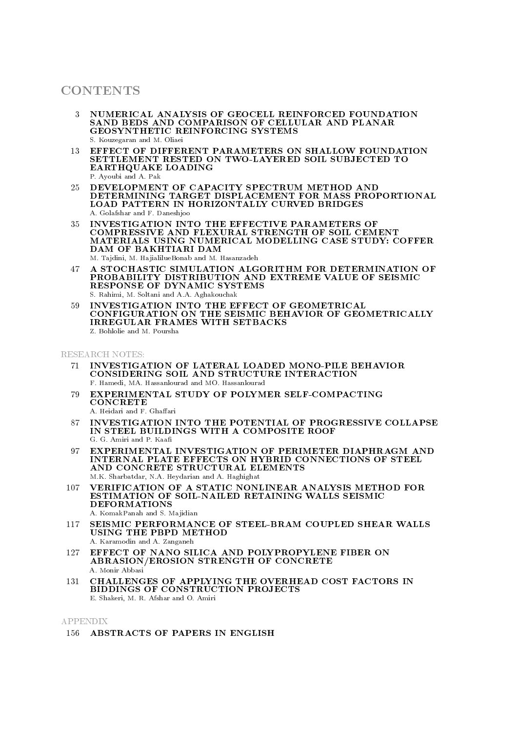# CONTENTS

3 **NUMERICAL ANALYSIS OF GEOCELL REINFORCED FOUNDATION SAND BEDS AND COMPARISON OF CELLULAR AND PLANAR GEOSYNTHETIC REINFORCING SYSTEMS**
S. Kouzegaran and M. Oliaei

13 **EFFECT OF DIFFERENT PARAMETERS ON SHALLOW FOUNDATION SETTLEMENT RESTED ON TWO-LAYERED SOIL SUBJECTED TO EARTHQUAKE LOADING**
P. Ayoubi and A. Pak

25 **DEVELOPMENT OF CAPACITY SPECTRUM METHOD AND DETERMINING TARGET DISPLACEMENT FOR MASS PROPORTIONAL LOAD PATTERN IN HORIZONTALLY CURVED BRIDGES**
A. Golafshar and F. Daneshjoo

35 **INVESTIGATION INTO THE EFFECTIVE PARAMETERS OF COMPRESSIVE AND FLEXURAL STRENGTH OF SOIL CEMENT MATERIALS USING NUMERICAL MODELLING CASE STUDY: COFFER DAM OF BAKHTIARI DAM**
M. Tajdini, M. HajialilueBonab and M. Hasanzadeh

47 **A STOCHASTIC SIMULATION ALGORITHM FOR DETERMINATION OF PROBABILITY DISTRIBUTION AND EXTREME VALUE OF SEISMIC RESPONSE OF DYNAMIC SYSTEMS**
S. Rahimi, M. Soltani and A.A. Aghakouchak

59 **INVESTIGATION INTO THE EFFECT OF GEOMETRICAL CONFIGURATION ON THE SEISMIC BEHAVIOR OF GEOMETRICALLY IRREGULAR FRAMES WITH SETBACKS**
Z. Bohlolie and M. Poursha

## RESEARCH NOTES:

71 **INVESTIGATION OF LATERAL LOADED MONO-PILE BEHAVIOR CONSIDERING SOIL AND STRUCTURE INTERACTION**
F. Hamedi, MA. Hassanlourad and MO. Hassanlourad

79 **EXPERIMENTAL STUDY OF POLYMER SELF-COMPACTING CONCRETE**
A. Heidari and F. Ghaffari

87 **INVESTIGATION INTO THE POTENTIAL OF PROGRESSIVE COLLAPSE IN STEEL BUILDINGS WITH A COMPOSITE ROOF**
G. G. Amiri and P. Kaafi

97 **EXPERIMENTAL INVESTIGATION OF PERIMETER DIAPHRAGM AND INTERNAL PLATE EFFECTS ON HYBRID CONNECTIONS OF STEEL AND CONCRETE STRUCTURAL ELEMENTS**
M.K. Sharbatdar, N.A. Heydarian and A. Haghighat

107 **VERIFICATION OF A STATIC NONLINEAR ANALYSIS METHOD FOR ESTIMATION OF SOIL-NAILED RETAINING WALLS SEISMIC DEFORMATIONS**
A. KomakPanah and S. Majidian

117 **SEISMIC PERFORMANCE OF STEEL-BRAM COUPLED SHEAR WALLS USING THE PBPD METHOD**
A. Karamodin and A. Zanganeh

127 **EFFECT OF NANO SILICA AND POLYPROPYLENE FIBER ON ABRASION/EROSION STRENGTH OF CONCRETE**
A. Monir Abbasi

131 **CHALLENGES OF APPLYING THE OVERHEAD COST FACTORS IN BIDDINGS OF CONSTRUCTION PROJECTS**
E. Shakeri, M. R. Afshar and O. Amiri

## APPENDIX

156 **ABSTRACTS OF PAPERS IN ENGLISH**